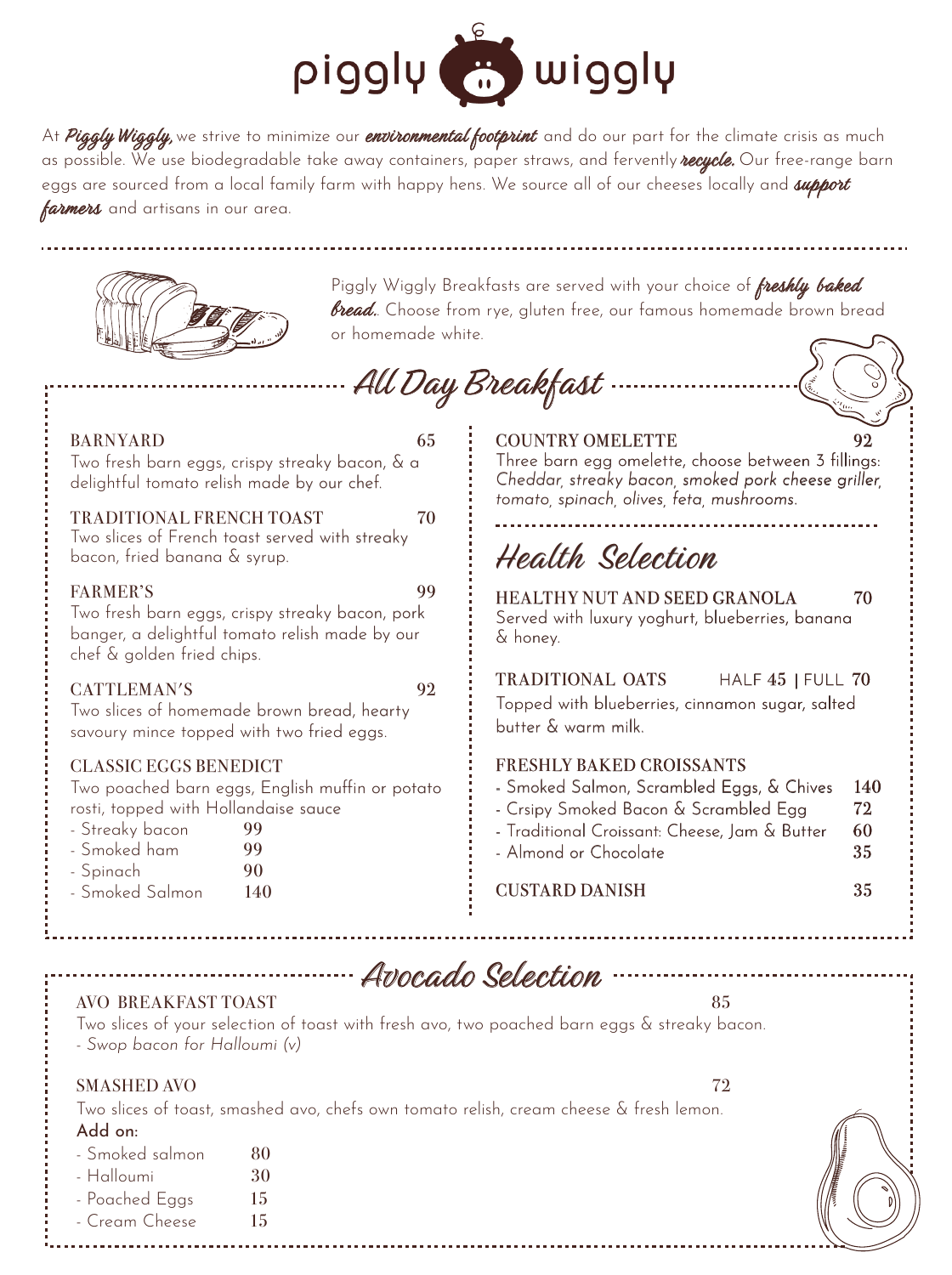# piggly wiggly

At ***Piggly Wiggly***, we strive to minimize our ***environmental footprint*** and do our part for the climate crisis as much as possible. We use biodegradable take away containers, paper straws, and fervently ***recycle.*** Our free-range barn eggs are sourced from a local family farm with happy hens. We source all of our cheeses locally and ***support farmers*** and artisans in our area.

Piggly Wiggly Breakfasts are served with your choice of ***freshly baked bread.***. Choose from rye, gluten free, our famous homemade brown bread or homemade white.

## All Day Breakfast

**BARNYARD** — 65
Two fresh barn eggs, crispy streaky bacon, & a delightful tomato relish made by our chef.

**TRADITIONAL FRENCH TOAST** — 70
Two slices of French toast served with streaky bacon, fried banana & syrup.

**FARMER'S** — 99
Two fresh barn eggs, crispy streaky bacon, pork banger, a delightful tomato relish made by our chef & golden fried chips.

**CATTLEMAN'S** — 92
Two slices of homemade brown bread, hearty savoury mince topped with two fried eggs.

**CLASSIC EGGS BENEDICT**
Two poached barn eggs, English muffin or potato rosti, topped with Hollandaise sauce

- Streaky bacon — 99
- Smoked ham — 99
- Spinach — 90
- Smoked Salmon — 140

**COUNTRY OMELETTE** — 92
Three barn egg omelette, choose between 3 fillings: *Cheddar, streaky bacon, smoked pork cheese griller, tomato, spinach, olives, feta, mushrooms.*

## Health Selection

**HEALTHY NUT AND SEED GRANOLA** — 70
Served with luxury yoghurt, blueberries, banana & honey.

**TRADITIONAL OATS** — HALF 45 | FULL 70
Topped with blueberries, cinnamon sugar, salted butter & warm milk.

**FRESHLY BAKED CROISSANTS**

- Smoked Salmon, Scrambled Eggs, & Chives — 140
- Crsipy Smoked Bacon & Scrambled Egg — 72
- Traditional Croissant: Cheese, Jam & Butter — 60
- Almond or Chocolate — 35

**CUSTARD DANISH** — 35

## Avocado Selection

**AVO BREAKFAST TOAST** — 85
Two slices of your selection of toast with fresh avo, two poached barn eggs & streaky bacon.
*- Swop bacon for Halloumi (v)*

**SMASHED AVO** — 72
Two slices of toast, smashed avo, chefs own tomato relish, cream cheese & fresh lemon.

Add on:

- Smoked salmon — 80
- Halloumi — 30
- Poached Eggs — 15
- Cream Cheese — 15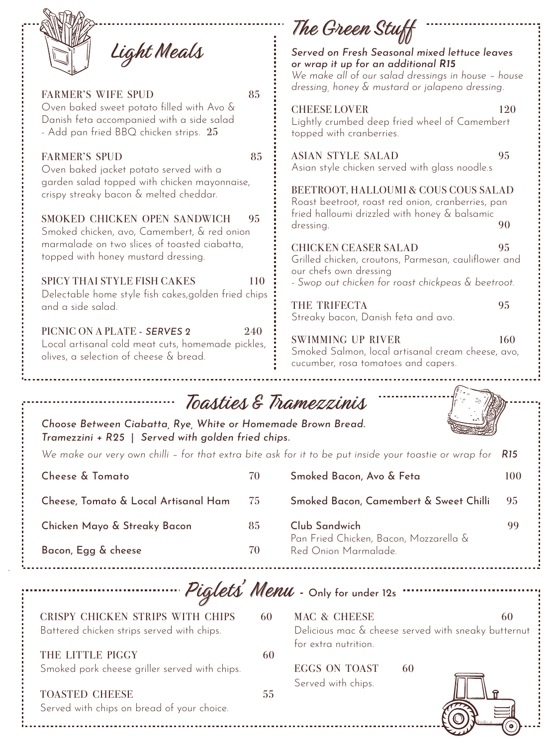## Light Meals

**FARMER'S WIFE SPUD** 85
Oven baked sweet potato filled with Avo & Danish feta accompanied with a side salad
- Add pan fried BBQ chicken strips. **25**

**FARMER'S SPUD** 85
Oven baked jacket potato served with a garden salad topped with chicken mayonnaise, crispy streaky bacon & melted cheddar.

**SMOKED CHICKEN OPEN SANDWICH** 95
Smoked chicken, avo, Camembert, & red onion marmalade on two slices of toasted ciabatta, topped with honey mustard dressing.

**SPICY THAI STYLE FISH CAKES** 110
Delectable home style fish cakes,golden fried chips and a side salad.

**PICNIC ON A PLATE - *SERVES 2*** 240
Local artisanal cold meat cuts, homemade pickles, olives, a selection of cheese & bread.

## The Green Stuff

*Served on Fresh Seasonal mixed lettuce leaves or wrap it up for an additional R15*
*We make all of our salad dressings in house – house dressing, honey & mustard or jalapeno dressing.*

**CHEESE LOVER** 120
Lightly crumbed deep fried wheel of Camembert topped with cranberries.

**ASIAN STYLE SALAD** 95
Asian style chicken served with glass noodle.s

**BEETROOT, HALLOUMI & COUS COUS SALAD** 90
Roast beetroot, roast red onion, cranberries, pan fried halloumi drizzled with honey & balsamic dressing.

**CHICKEN CEASER SALAD** 95
Grilled chicken, croutons, Parmesan, cauliflower and our chefs own dressing
*- Swop out chicken for roast chickpeas & beetroot.*

**THE TRIFECTA** 95
Streaky bacon, Danish feta and avo.

**SWIMMING UP RIVER** 160
Smoked Salmon, local artisanal cream cheese, avo, cucumber, rosa tomatoes and capers.

## Toasties & Tramezzinis

*Choose Between Ciabatta, Rye, White or Homemade Brown Bread.*
*Tramezzini + R25 | Served with golden fried chips.*

*We make our very own chilli – for that extra bite ask for it to be put inside your toastie or wrap for* ***R15***

**Cheese & Tomato** 70

**Cheese, Tomato & Local Artisanal Ham** 75

**Chicken Mayo & Streaky Bacon** 85

**Bacon, Egg & cheese** 70

**Smoked Bacon, Avo & Feta** 100

**Smoked Bacon, Camembert & Sweet Chilli** 95

**Club Sandwich** 99
Pan Fried Chicken, Bacon, Mozzarella & Red Onion Marmalade.

## Piglets' Menu - Only for under 12s

**CRISPY CHICKEN STRIPS WITH CHIPS** 60
Battered chicken strips served with chips.

**THE LITTLE PIGGY** 60
Smoked pork cheese griller served with chips.

**TOASTED CHEESE** 55
Served with chips on bread of your choice.

**MAC & CHEESE** 60
Delicious mac & cheese served with sneaky butternut for extra nutrition.

**EGGS ON TOAST** 60
Served with chips.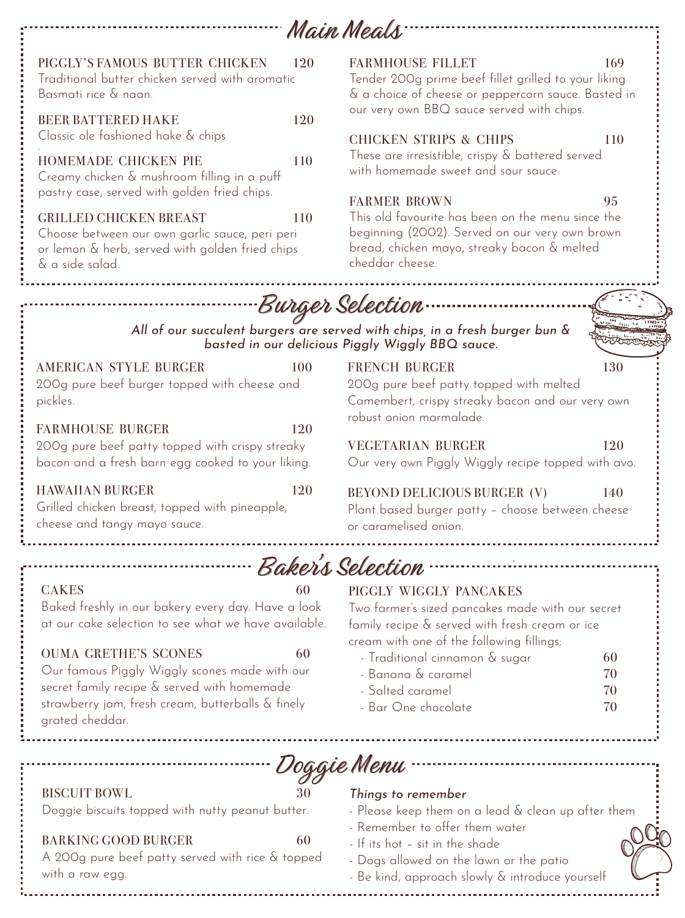## Main Meals

**PIGGLY'S FAMOUS BUTTER CHICKEN** 120
Traditional butter chicken served with aromatic Basmati rice & naan.

**BEER BATTERED HAKE** 120
Classic ole fashioned hake & chips

**HOMEMADE CHICKEN PIE** 110
Creamy chicken & mushroom filling in a puff pastry case, served with golden fried chips.

**GRILLED CHICKEN BREAST** 110
Choose between our own garlic sauce, peri peri or lemon & herb, served with golden fried chips & a side salad.

**FARMHOUSE FILLET** 169
Tender 200g prime beef fillet grilled to your liking & a choice of cheese or peppercorn sauce. Basted in our very own BBQ sauce served with chips.

**CHICKEN STRIPS & CHIPS** 110
These are irresistible, crispy & battered served with homemade sweet and sour sauce.

**FARMER BROWN** 95
This old favourite has been on the menu since the beginning (2002). Served on our very own brown bread, chicken mayo, streaky bacon & melted cheddar cheese.

## Burger Selection

*All of our succulent burgers are served with chips, in a fresh burger bun & basted in our delicious Piggly Wiggly BBQ sauce.*

**AMERICAN STYLE BURGER** 100
200g pure beef burger topped with cheese and pickles.

**FARMHOUSE BURGER** 120
200g pure beef patty topped with crispy streaky bacon and a fresh barn egg cooked to your liking.

**HAWAIIAN BURGER** 120
Grilled chicken breast, topped with pineapple, cheese and tangy mayo sauce.

**FRENCH BURGER** 130
200g pure beef patty topped with melted Camembert, crispy streaky bacon and our very own robust onion marmalade.

**VEGETARIAN BURGER** 120
Our very own Piggly Wiggly recipe topped with avo.

**BEYOND DELICIOUS BURGER (V)** 140
Plant based burger patty – choose between cheese or caramelised onion.

## Baker's Selection

**CAKES** 60
Baked freshly in our bakery every day. Have a look at our cake selection to see what we have available.

**OUMA GRETHE'S SCONES** 60
Our famous Piggly Wiggly scones made with our secret family recipe & served with homemade strawberry jam, fresh cream, butterballs & finely grated cheddar.

**PIGGLY WIGGLY PANCAKES**
Two farmer's sized pancakes made with our secret family recipe & served with fresh cream or ice cream with one of the following fillings:

- Traditional cinnamon & sugar 60
- Banana & caramel 70
- Salted caramel 70
- Bar One chocolate 70

## Doggie Menu

**BISCUIT BOWL** 30
Doggie biscuits topped with nutty peanut butter.

**BARKING GOOD BURGER** 60
A 200g pure beef patty served with rice & topped with a raw egg.

*Things to remember*

- Please keep them on a lead & clean up after them
- Remember to offer them water
- If its hot – sit in the shade
- Dogs allowed on the lawn or the patio
- Be kind, approach slowly & introduce yourself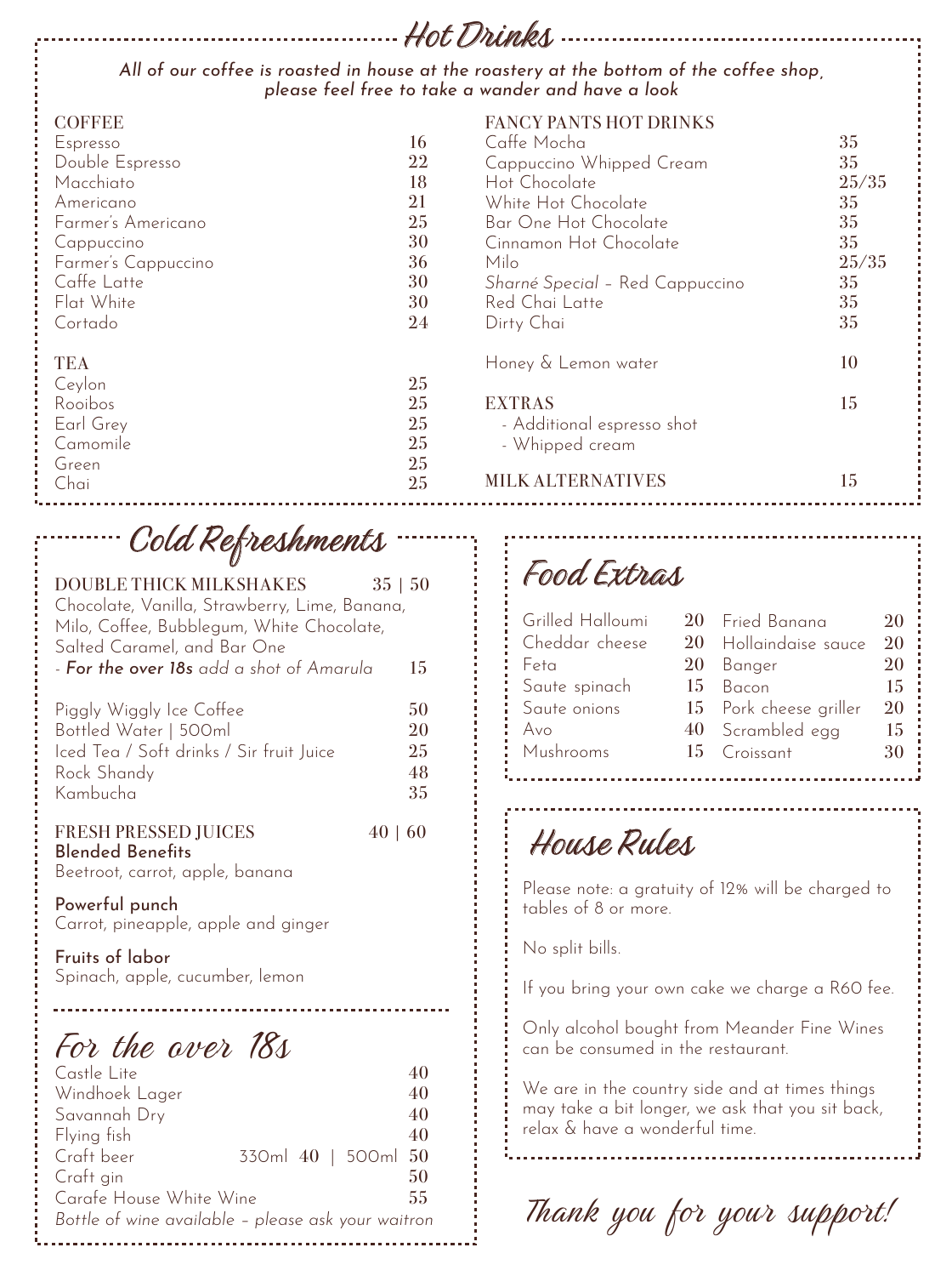# Hot Drinks

*All of our coffee is roasted in house at the roastery at the bottom of the coffee shop, please feel free to take a wander and have a look*

### COFFEE

| | |
|---|---|
| Espresso | 16 |
| Double Espresso | 22 |
| Macchiato | 18 |
| Americano | 21 |
| Farmer's Americano | 25 |
| Cappuccino | 30 |
| Farmer's Cappuccino | 36 |
| Caffe Latte | 30 |
| Flat White | 30 |
| Cortado | 24 |

### TEA

| | |
|---|---|
| Ceylon | 25 |
| Rooibos | 25 |
| Earl Grey | 25 |
| Camomile | 25 |
| Green | 25 |
| Chai | 25 |

### FANCY PANTS HOT DRINKS

| | |
|---|---|
| Caffe Mocha | 35 |
| Cappuccino Whipped Cream | 35 |
| Hot Chocolate | 25/35 |
| White Hot Chocolate | 35 |
| Bar One Hot Chocolate | 35 |
| Cinnamon Hot Chocolate | 35 |
| Milo | 25/35 |
| *Sharné Special* – Red Cappuccino | 35 |
| Red Chai Latte | 35 |
| Dirty Chai | 35 |

Honey & Lemon water 10

### EXTRAS 15

- Additional espresso shot
- Whipped cream

### MILK ALTERNATIVES 15

# Cold Refreshments

### DOUBLE THICK MILKSHAKES 35 | 50

Chocolate, Vanilla, Strawberry, Lime, Banana, Milo, Coffee, Bubblegum, White Chocolate, Salted Caramel, and Bar One

- ***For the over 18s*** *add a shot of Amarula* 15

| | |
|---|---|
| Piggly Wiggly Ice Coffee | 50 |
| Bottled Water \| 500ml | 20 |
| Iced Tea / Soft drinks / Sir fruit Juice | 25 |
| Rock Shandy | 48 |
| Kambucha | 35 |

### FRESH PRESSED JUICES 40 | 60

**Blended Benefits**
Beetroot, carrot, apple, banana

**Powerful punch**
Carrot, pineapple, apple and ginger

**Fruits of labor**
Spinach, apple, cucumber, lemon

# For the over 18s

| | |
|---|---|
| Castle Lite | 40 |
| Windhoek Lager | 40 |
| Savannah Dry | 40 |
| Flying fish | 40 |
| Craft beer | 330ml 40 \| 500ml 50 |
| Craft gin | 50 |
| Carafe House White Wine | 55 |

*Bottle of wine available – please ask your waitron*

# Food Extras

| | | | |
|---|---|---|---|
| Grilled Halloumi | 20 | Fried Banana | 20 |
| Cheddar cheese | 20 | Hollaindaise sauce | 20 |
| Feta | 20 | Banger | 20 |
| Saute spinach | 15 | Bacon | 15 |
| Saute onions | 15 | Pork cheese griller | 20 |
| Avo | 40 | Scrambled egg | 15 |
| Mushrooms | 15 | Croissant | 30 |

# House Rules

Please note: a gratuity of 12% will be charged to tables of 8 or more.

No split bills.

If you bring your own cake we charge a R60 fee.

Only alcohol bought from Meander Fine Wines can be consumed in the restaurant.

We are in the country side and at times things may take a bit longer, we ask that you sit back, relax & have a wonderful time.

# Thank you for your support!